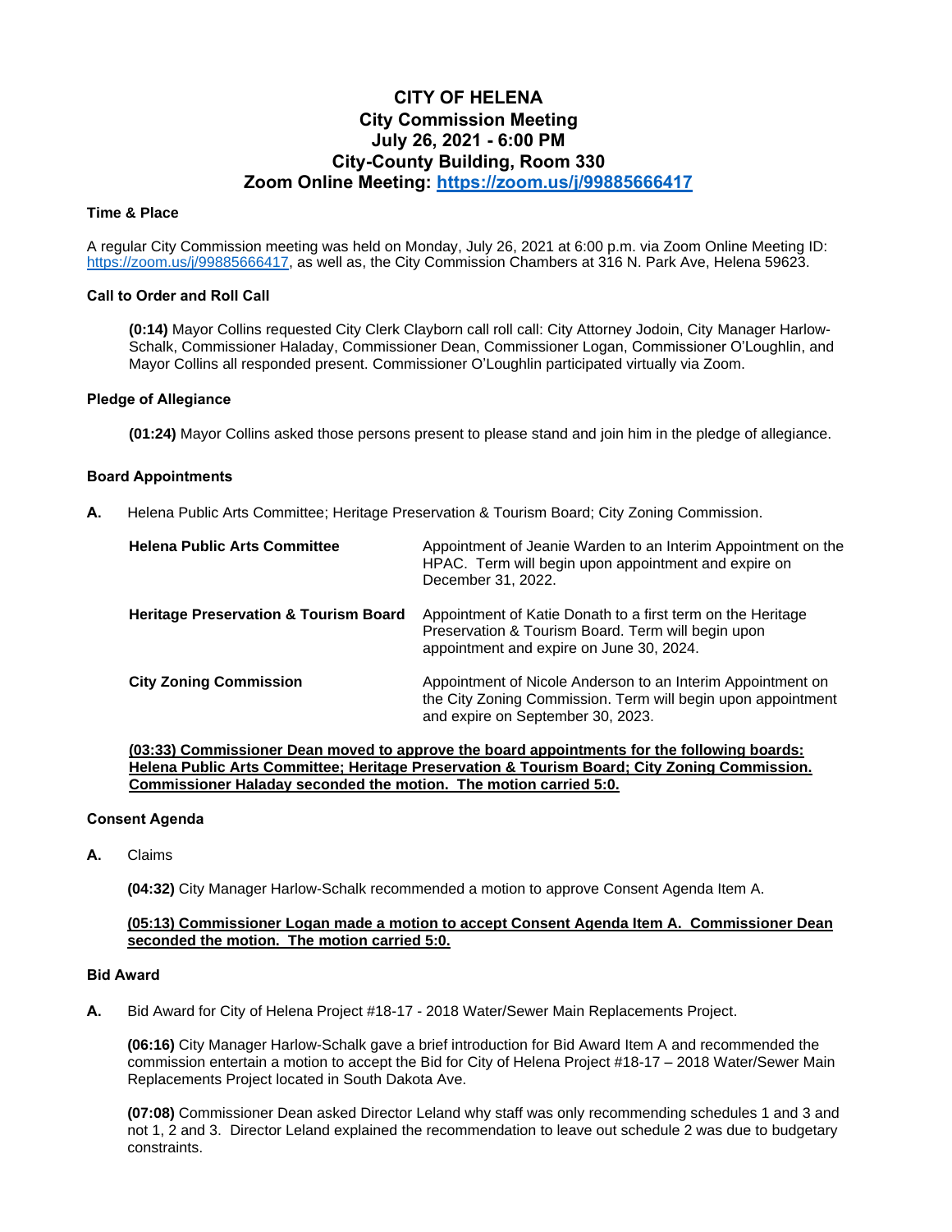# CITY OF HELENA
## City Commission Meeting
## July 26, 2021 - 6:00 PM
## City-County Building, Room 330
## Zoom Online Meeting: https://zoom.us/j/99885666417

### Time & Place

A regular City Commission meeting was held on Monday, July 26, 2021 at 6:00 p.m. via Zoom Online Meeting ID: https://zoom.us/j/99885666417, as well as, the City Commission Chambers at 316 N. Park Ave, Helena 59623.

### Call to Order and Roll Call

**(0:14)** Mayor Collins requested City Clerk Clayborn call roll call: City Attorney Jodoin, City Manager Harlow-Schalk, Commissioner Haladay, Commissioner Dean, Commissioner Logan, Commissioner O'Loughlin, and Mayor Collins all responded present. Commissioner O'Loughlin participated virtually via Zoom.

### Pledge of Allegiance

**(01:24)** Mayor Collins asked those persons present to please stand and join him in the pledge of allegiance.

### Board Appointments

**A.** Helena Public Arts Committee; Heritage Preservation & Tourism Board; City Zoning Commission.

| | |
|---|---|
| **Helena Public Arts Committee** | Appointment of Jeanie Warden to an Interim Appointment on the HPAC. Term will begin upon appointment and expire on December 31, 2022. |
| **Heritage Preservation & Tourism Board** | Appointment of Katie Donath to a first term on the Heritage Preservation & Tourism Board. Term will begin upon appointment and expire on June 30, 2024. |
| **City Zoning Commission** | Appointment of Nicole Anderson to an Interim Appointment on the City Zoning Commission. Term will begin upon appointment and expire on September 30, 2023. |

**(03:33) Commissioner Dean moved to approve the board appointments for the following boards: Helena Public Arts Committee; Heritage Preservation & Tourism Board; City Zoning Commission. Commissioner Haladay seconded the motion. The motion carried 5:0.**

### Consent Agenda

**A.** Claims

**(04:32)** City Manager Harlow-Schalk recommended a motion to approve Consent Agenda Item A.

**(05:13) Commissioner Logan made a motion to accept Consent Agenda Item A. Commissioner Dean seconded the motion. The motion carried 5:0.**

### Bid Award

**A.** Bid Award for City of Helena Project #18-17 - 2018 Water/Sewer Main Replacements Project.

**(06:16)** City Manager Harlow-Schalk gave a brief introduction for Bid Award Item A and recommended the commission entertain a motion to accept the Bid for City of Helena Project #18-17 – 2018 Water/Sewer Main Replacements Project located in South Dakota Ave.

**(07:08)** Commissioner Dean asked Director Leland why staff was only recommending schedules 1 and 3 and not 1, 2 and 3. Director Leland explained the recommendation to leave out schedule 2 was due to budgetary constraints.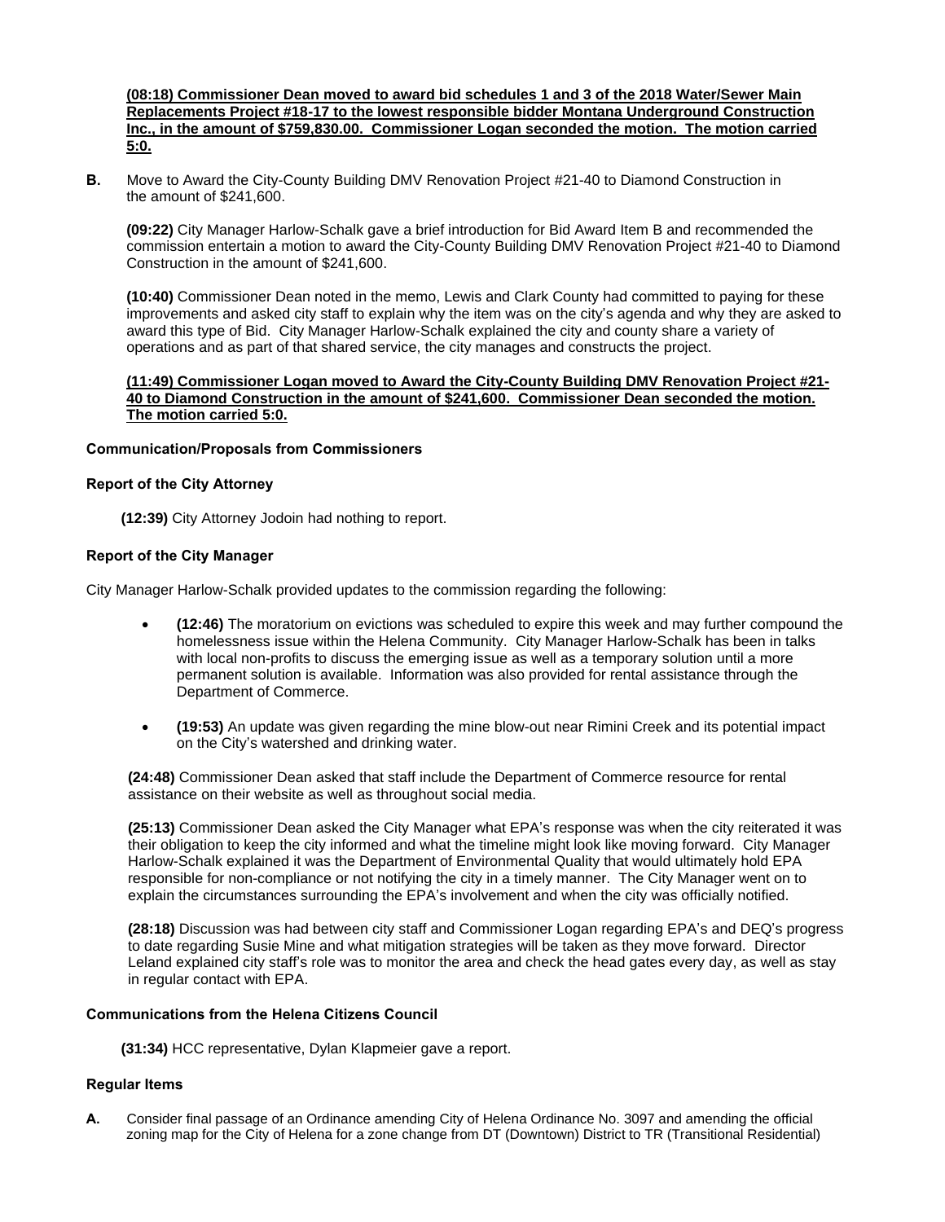**(08:18) Commissioner Dean moved to award bid schedules 1 and 3 of the 2018 Water/Sewer Main Replacements Project #18-17 to the lowest responsible bidder Montana Underground Construction Inc., in the amount of $759,830.00. Commissioner Logan seconded the motion. The motion carried 5:0.**

**B.** Move to Award the City-County Building DMV Renovation Project #21-40 to Diamond Construction in the amount of $241,600.

**(09:22)** City Manager Harlow-Schalk gave a brief introduction for Bid Award Item B and recommended the commission entertain a motion to award the City-County Building DMV Renovation Project #21-40 to Diamond Construction in the amount of $241,600.

**(10:40)** Commissioner Dean noted in the memo, Lewis and Clark County had committed to paying for these improvements and asked city staff to explain why the item was on the city's agenda and why they are asked to award this type of Bid. City Manager Harlow-Schalk explained the city and county share a variety of operations and as part of that shared service, the city manages and constructs the project.

**(11:49) Commissioner Logan moved to Award the City-County Building DMV Renovation Project #21-40 to Diamond Construction in the amount of $241,600. Commissioner Dean seconded the motion. The motion carried 5:0.**

**Communication/Proposals from Commissioners**

**Report of the City Attorney**

**(12:39)** City Attorney Jodoin had nothing to report.

**Report of the City Manager**

City Manager Harlow-Schalk provided updates to the commission regarding the following:

- **(12:46)** The moratorium on evictions was scheduled to expire this week and may further compound the homelessness issue within the Helena Community. City Manager Harlow-Schalk has been in talks with local non-profits to discuss the emerging issue as well as a temporary solution until a more permanent solution is available. Information was also provided for rental assistance through the Department of Commerce.
- **(19:53)** An update was given regarding the mine blow-out near Rimini Creek and its potential impact on the City's watershed and drinking water.

**(24:48)** Commissioner Dean asked that staff include the Department of Commerce resource for rental assistance on their website as well as throughout social media.

**(25:13)** Commissioner Dean asked the City Manager what EPA's response was when the city reiterated it was their obligation to keep the city informed and what the timeline might look like moving forward. City Manager Harlow-Schalk explained it was the Department of Environmental Quality that would ultimately hold EPA responsible for non-compliance or not notifying the city in a timely manner. The City Manager went on to explain the circumstances surrounding the EPA's involvement and when the city was officially notified.

**(28:18)** Discussion was had between city staff and Commissioner Logan regarding EPA's and DEQ's progress to date regarding Susie Mine and what mitigation strategies will be taken as they move forward. Director Leland explained city staff's role was to monitor the area and check the head gates every day, as well as stay in regular contact with EPA.

**Communications from the Helena Citizens Council**

**(31:34)** HCC representative, Dylan Klapmeier gave a report.

**Regular Items**

**A.** Consider final passage of an Ordinance amending City of Helena Ordinance No. 3097 and amending the official zoning map for the City of Helena for a zone change from DT (Downtown) District to TR (Transitional Residential)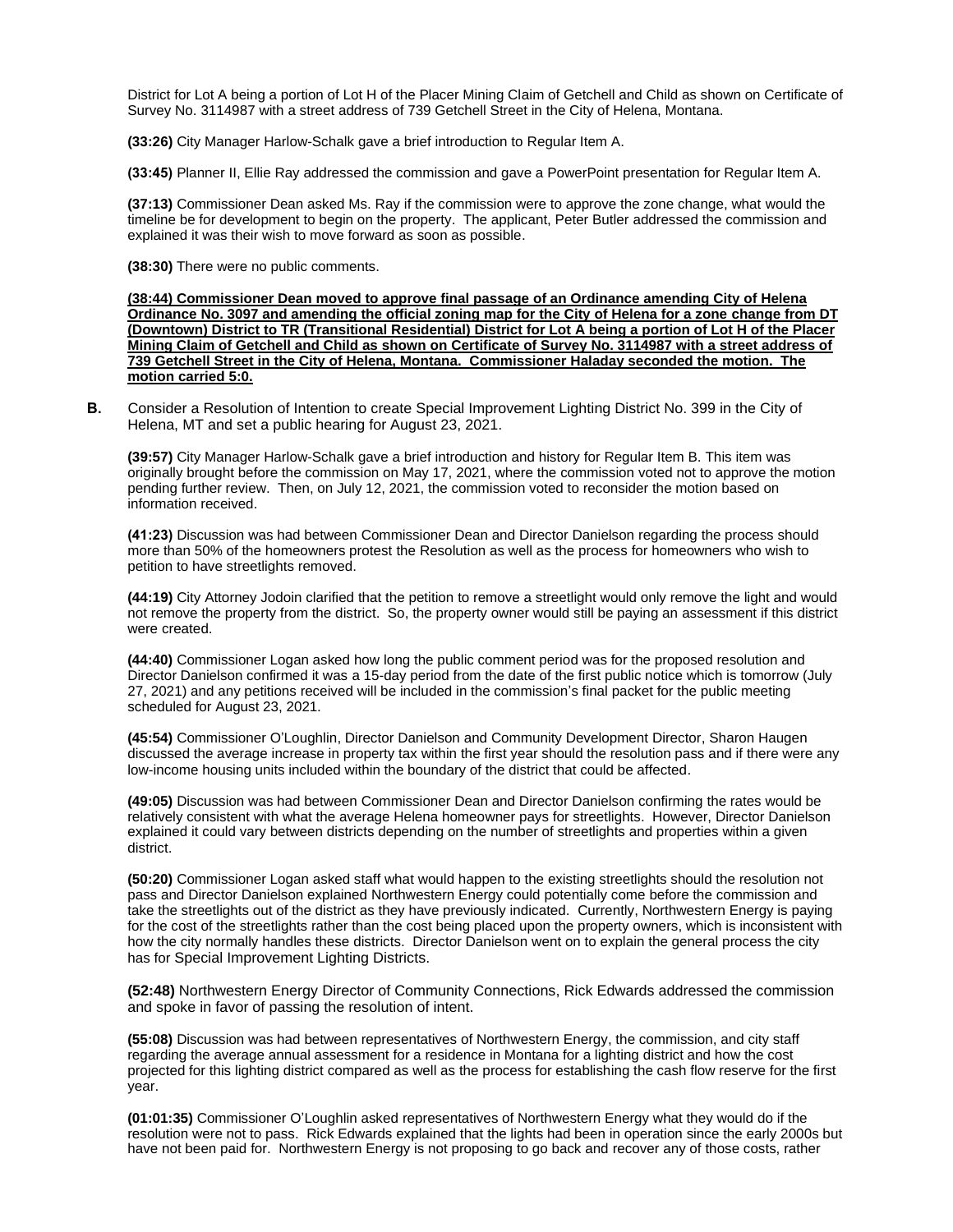District for Lot A being a portion of Lot H of the Placer Mining Claim of Getchell and Child as shown on Certificate of Survey No. 3114987 with a street address of 739 Getchell Street in the City of Helena, Montana.

**(33:26)** City Manager Harlow-Schalk gave a brief introduction to Regular Item A.

**(33:45)** Planner II, Ellie Ray addressed the commission and gave a PowerPoint presentation for Regular Item A.

**(37:13)** Commissioner Dean asked Ms. Ray if the commission were to approve the zone change, what would the timeline be for development to begin on the property. The applicant, Peter Butler addressed the commission and explained it was their wish to move forward as soon as possible.

**(38:30)** There were no public comments.

**(38:44) Commissioner Dean moved to approve final passage of an Ordinance amending City of Helena Ordinance No. 3097 and amending the official zoning map for the City of Helena for a zone change from DT (Downtown) District to TR (Transitional Residential) District for Lot A being a portion of Lot H of the Placer Mining Claim of Getchell and Child as shown on Certificate of Survey No. 3114987 with a street address of 739 Getchell Street in the City of Helena, Montana. Commissioner Haladay seconded the motion. The motion carried 5:0.**

**B.** Consider a Resolution of Intention to create Special Improvement Lighting District No. 399 in the City of Helena, MT and set a public hearing for August 23, 2021.

**(39:57)** City Manager Harlow-Schalk gave a brief introduction and history for Regular Item B. This item was originally brought before the commission on May 17, 2021, where the commission voted not to approve the motion pending further review. Then, on July 12, 2021, the commission voted to reconsider the motion based on information received.

**(41:23)** Discussion was had between Commissioner Dean and Director Danielson regarding the process should more than 50% of the homeowners protest the Resolution as well as the process for homeowners who wish to petition to have streetlights removed.

**(44:19)** City Attorney Jodoin clarified that the petition to remove a streetlight would only remove the light and would not remove the property from the district. So, the property owner would still be paying an assessment if this district were created.

**(44:40)** Commissioner Logan asked how long the public comment period was for the proposed resolution and Director Danielson confirmed it was a 15-day period from the date of the first public notice which is tomorrow (July 27, 2021) and any petitions received will be included in the commission's final packet for the public meeting scheduled for August 23, 2021.

**(45:54)** Commissioner O'Loughlin, Director Danielson and Community Development Director, Sharon Haugen discussed the average increase in property tax within the first year should the resolution pass and if there were any low-income housing units included within the boundary of the district that could be affected.

**(49:05)** Discussion was had between Commissioner Dean and Director Danielson confirming the rates would be relatively consistent with what the average Helena homeowner pays for streetlights. However, Director Danielson explained it could vary between districts depending on the number of streetlights and properties within a given district.

**(50:20)** Commissioner Logan asked staff what would happen to the existing streetlights should the resolution not pass and Director Danielson explained Northwestern Energy could potentially come before the commission and take the streetlights out of the district as they have previously indicated. Currently, Northwestern Energy is paying for the cost of the streetlights rather than the cost being placed upon the property owners, which is inconsistent with how the city normally handles these districts. Director Danielson went on to explain the general process the city has for Special Improvement Lighting Districts.

**(52:48)** Northwestern Energy Director of Community Connections, Rick Edwards addressed the commission and spoke in favor of passing the resolution of intent.

**(55:08)** Discussion was had between representatives of Northwestern Energy, the commission, and city staff regarding the average annual assessment for a residence in Montana for a lighting district and how the cost projected for this lighting district compared as well as the process for establishing the cash flow reserve for the first year.

**(01:01:35)** Commissioner O'Loughlin asked representatives of Northwestern Energy what they would do if the resolution were not to pass. Rick Edwards explained that the lights had been in operation since the early 2000s but have not been paid for. Northwestern Energy is not proposing to go back and recover any of those costs, rather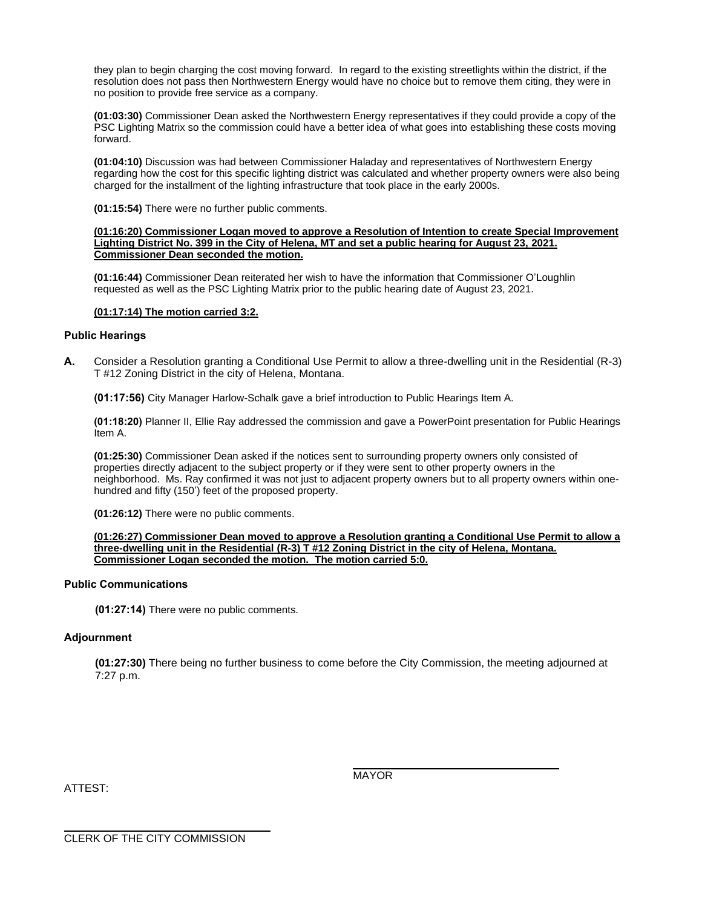they plan to begin charging the cost moving forward. In regard to the existing streetlights within the district, if the resolution does not pass then Northwestern Energy would have no choice but to remove them citing, they were in no position to provide free service as a company.

**(01:03:30)** Commissioner Dean asked the Northwestern Energy representatives if they could provide a copy of the PSC Lighting Matrix so the commission could have a better idea of what goes into establishing these costs moving forward.

**(01:04:10)** Discussion was had between Commissioner Haladay and representatives of Northwestern Energy regarding how the cost for this specific lighting district was calculated and whether property owners were also being charged for the installment of the lighting infrastructure that took place in the early 2000s.

**(01:15:54)** There were no further public comments.

**(01:16:20) Commissioner Logan moved to approve a Resolution of Intention to create Special Improvement Lighting District No. 399 in the City of Helena, MT and set a public hearing for August 23, 2021. Commissioner Dean seconded the motion.**

**(01:16:44)** Commissioner Dean reiterated her wish to have the information that Commissioner O'Loughlin requested as well as the PSC Lighting Matrix prior to the public hearing date of August 23, 2021.

**(01:17:14) The motion carried 3:2.**

### Public Hearings

**A.** Consider a Resolution granting a Conditional Use Permit to allow a three-dwelling unit in the Residential (R-3) T #12 Zoning District in the city of Helena, Montana.

**(01:17:56)** City Manager Harlow-Schalk gave a brief introduction to Public Hearings Item A.

**(01:18:20)** Planner II, Ellie Ray addressed the commission and gave a PowerPoint presentation for Public Hearings Item A.

**(01:25:30)** Commissioner Dean asked if the notices sent to surrounding property owners only consisted of properties directly adjacent to the subject property or if they were sent to other property owners in the neighborhood. Ms. Ray confirmed it was not just to adjacent property owners but to all property owners within one-hundred and fifty (150') feet of the proposed property.

**(01:26:12)** There were no public comments.

**(01:26:27) Commissioner Dean moved to approve a Resolution granting a Conditional Use Permit to allow a three-dwelling unit in the Residential (R-3) T #12 Zoning District in the city of Helena, Montana. Commissioner Logan seconded the motion. The motion carried 5:0.**

### Public Communications

**(01:27:14)** There were no public comments.

### Adjournment

**(01:27:30)** There being no further business to come before the City Commission, the meeting adjourned at 7:27 p.m.

MAYOR

ATTEST:

CLERK OF THE CITY COMMISSION